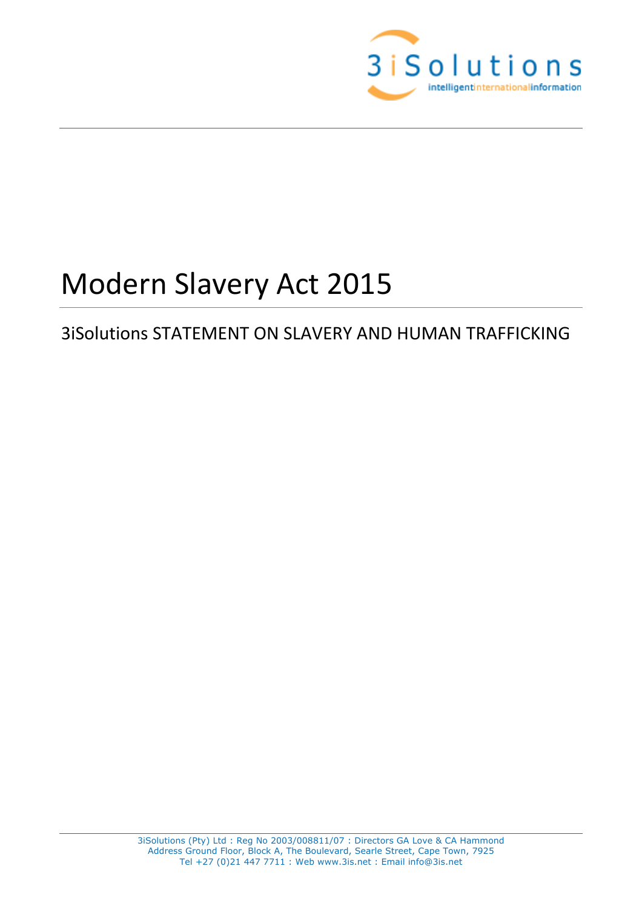# Modern Slavery Act 2015

## 3iSolutions STATEMENT ON SLAVERY AND HUMAN TRAFFICKING

3iSolutions (Pty) Ltd : Reg No 2003/008811/07 : Directors GA Love & CA Hammond
Address Ground Floor, Block A, The Boulevard, Searle Street, Cape Town, 7925
Tel +27 (0)21 447 7711 : Web www.3is.net : Email info@3is.net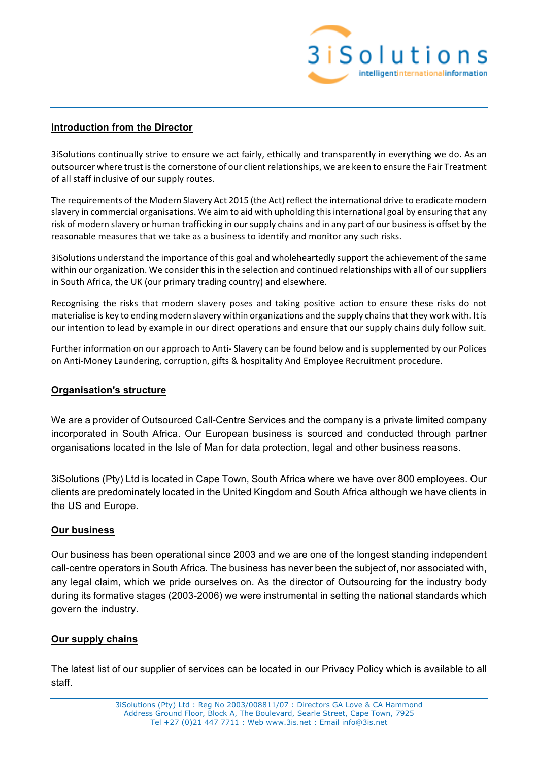## Introduction from the Director

3iSolutions continually strive to ensure we act fairly, ethically and transparently in everything we do. As an outsourcer where trust is the cornerstone of our client relationships, we are keen to ensure the Fair Treatment of all staff inclusive of our supply routes.

The requirements of the Modern Slavery Act 2015 (the Act) reflect the international drive to eradicate modern slavery in commercial organisations. We aim to aid with upholding this international goal by ensuring that any risk of modern slavery or human trafficking in our supply chains and in any part of our business is offset by the reasonable measures that we take as a business to identify and monitor any such risks.

3iSolutions understand the importance of this goal and wholeheartedly support the achievement of the same within our organization. We consider this in the selection and continued relationships with all of our suppliers in South Africa, the UK (our primary trading country) and elsewhere.

Recognising the risks that modern slavery poses and taking positive action to ensure these risks do not materialise is key to ending modern slavery within organizations and the supply chains that they work with. It is our intention to lead by example in our direct operations and ensure that our supply chains duly follow suit.

Further information on our approach to Anti- Slavery can be found below and is supplemented by our Polices on Anti-Money Laundering, corruption, gifts & hospitality And Employee Recruitment procedure.

## Organisation's structure

We are a provider of Outsourced Call-Centre Services and the company is a private limited company incorporated in South Africa. Our European business is sourced and conducted through partner organisations located in the Isle of Man for data protection, legal and other business reasons.

3iSolutions (Pty) Ltd is located in Cape Town, South Africa where we have over 800 employees. Our clients are predominately located in the United Kingdom and South Africa although we have clients in the US and Europe.

## Our business

Our business has been operational since 2003 and we are one of the longest standing independent call-centre operators in South Africa. The business has never been the subject of, nor associated with, any legal claim, which we pride ourselves on. As the director of Outsourcing for the industry body during its formative stages (2003-2006) we were instrumental in setting the national standards which govern the industry.

## Our supply chains

The latest list of our supplier of services can be located in our Privacy Policy which is available to all staff.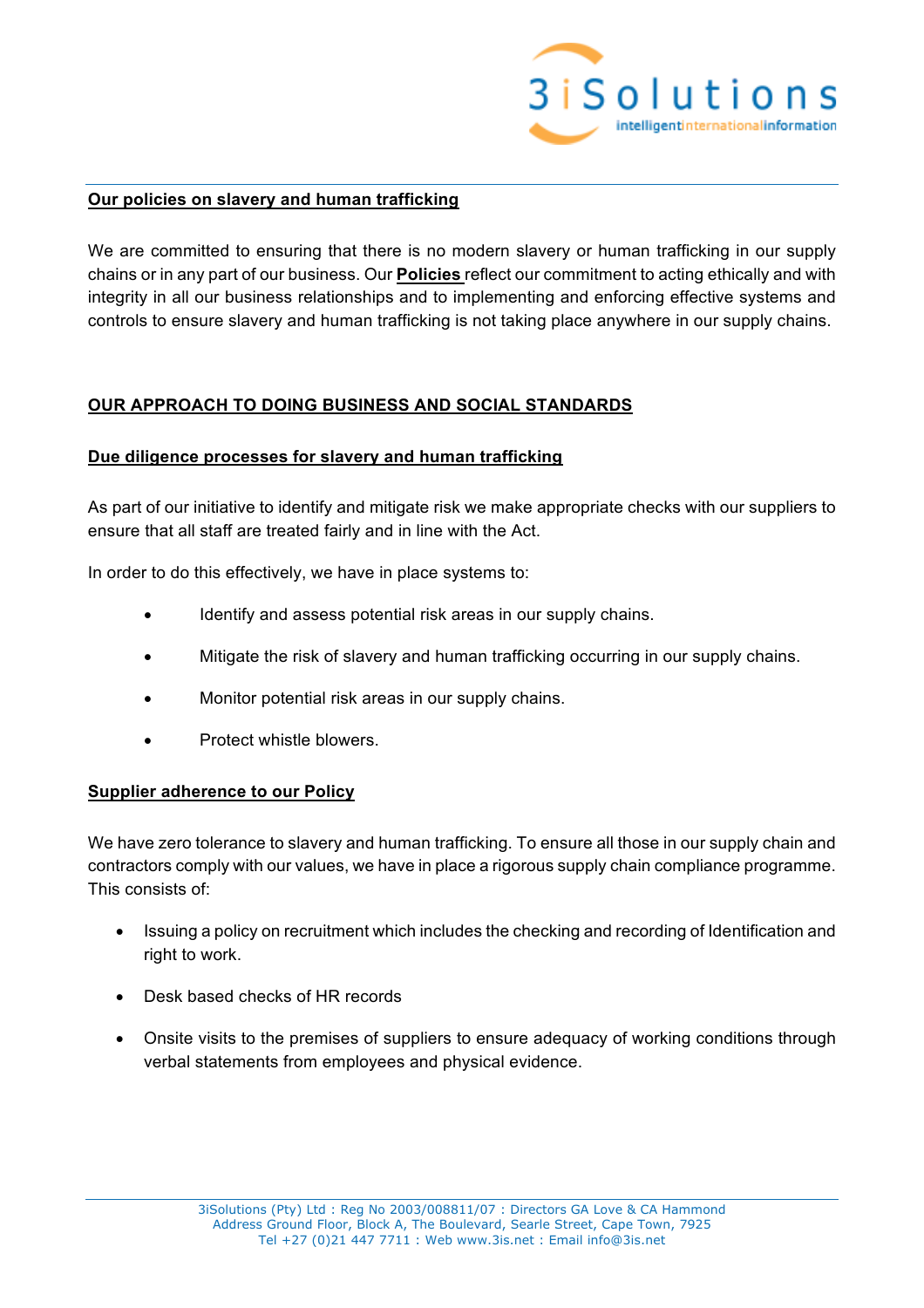## Our policies on slavery and human trafficking

We are committed to ensuring that there is no modern slavery or human trafficking in our supply chains or in any part of our business. Our **Policies** reflect our commitment to acting ethically and with integrity in all our business relationships and to implementing and enforcing effective systems and controls to ensure slavery and human trafficking is not taking place anywhere in our supply chains.

## OUR APPROACH TO DOING BUSINESS AND SOCIAL STANDARDS

### Due diligence processes for slavery and human trafficking

As part of our initiative to identify and mitigate risk we make appropriate checks with our suppliers to ensure that all staff are treated fairly and in line with the Act.

In order to do this effectively, we have in place systems to:

- Identify and assess potential risk areas in our supply chains.
- Mitigate the risk of slavery and human trafficking occurring in our supply chains.
- Monitor potential risk areas in our supply chains.
- Protect whistle blowers.

### Supplier adherence to our Policy

We have zero tolerance to slavery and human trafficking. To ensure all those in our supply chain and contractors comply with our values, we have in place a rigorous supply chain compliance programme. This consists of:

- Issuing a policy on recruitment which includes the checking and recording of Identification and right to work.
- Desk based checks of HR records
- Onsite visits to the premises of suppliers to ensure adequacy of working conditions through verbal statements from employees and physical evidence.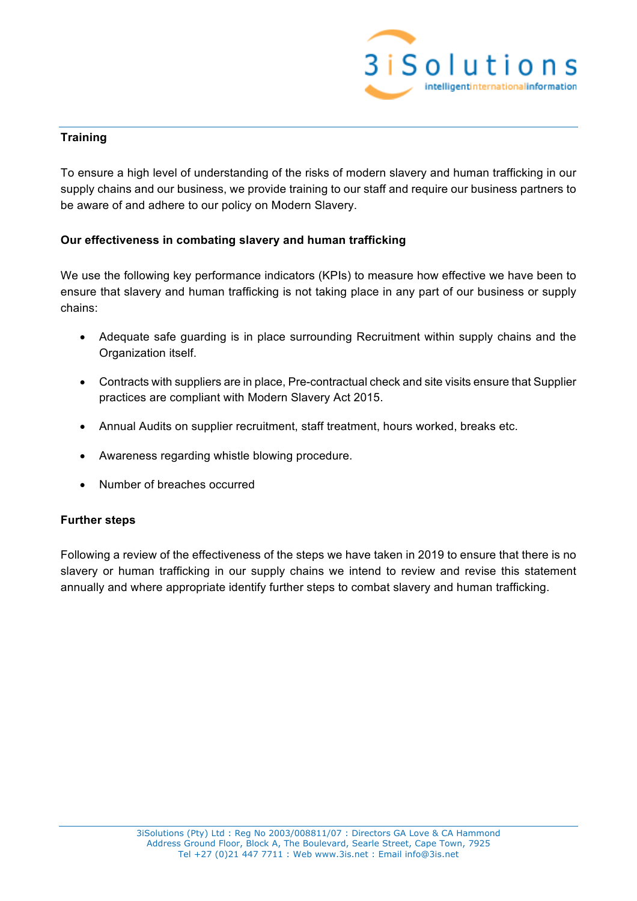**Training**

To ensure a high level of understanding of the risks of modern slavery and human trafficking in our supply chains and our business, we provide training to our staff and require our business partners to be aware of and adhere to our policy on Modern Slavery.

**Our effectiveness in combating slavery and human trafficking**

We use the following key performance indicators (KPIs) to measure how effective we have been to ensure that slavery and human trafficking is not taking place in any part of our business or supply chains:

- Adequate safe guarding is in place surrounding Recruitment within supply chains and the Organization itself.
- Contracts with suppliers are in place, Pre-contractual check and site visits ensure that Supplier practices are compliant with Modern Slavery Act 2015.
- Annual Audits on supplier recruitment, staff treatment, hours worked, breaks etc.
- Awareness regarding whistle blowing procedure.
- Number of breaches occurred

**Further steps**

Following a review of the effectiveness of the steps we have taken in 2019 to ensure that there is no slavery or human trafficking in our supply chains we intend to review and revise this statement annually and where appropriate identify further steps to combat slavery and human trafficking.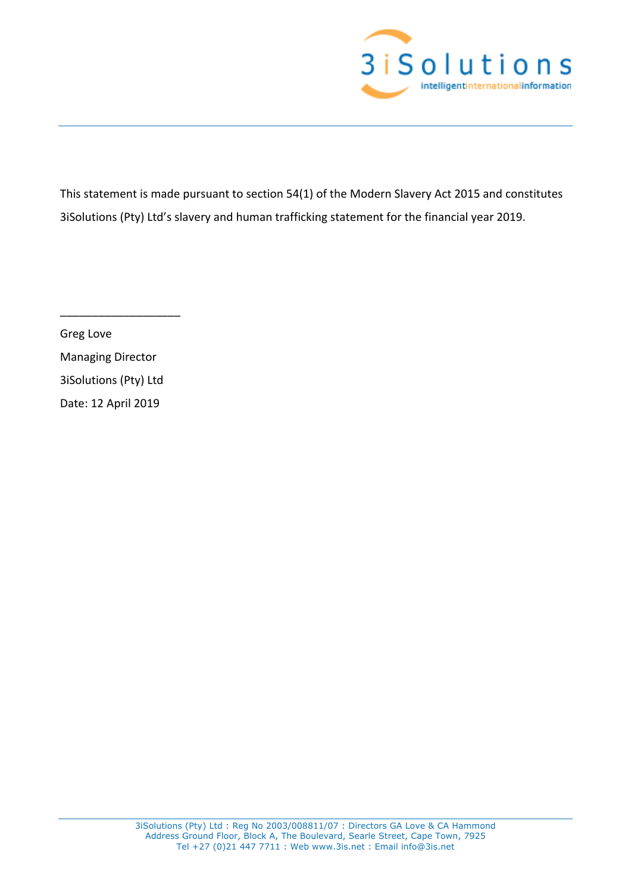This statement is made pursuant to section 54(1) of the Modern Slavery Act 2015 and constitutes 3iSolutions (Pty) Ltd's slavery and human trafficking statement for the financial year 2019.

\_\_\_\_\_\_\_\_\_\_\_\_\_\_\_\_\_\_\_\_

Greg Love

Managing Director

3iSolutions (Pty) Ltd

Date: 12 April 2019

3iSolutions (Pty) Ltd : Reg No 2003/008811/07 : Directors GA Love & CA Hammond
Address Ground Floor, Block A, The Boulevard, Searle Street, Cape Town, 7925
Tel +27 (0)21 447 7711 : Web www.3is.net : Email info@3is.net